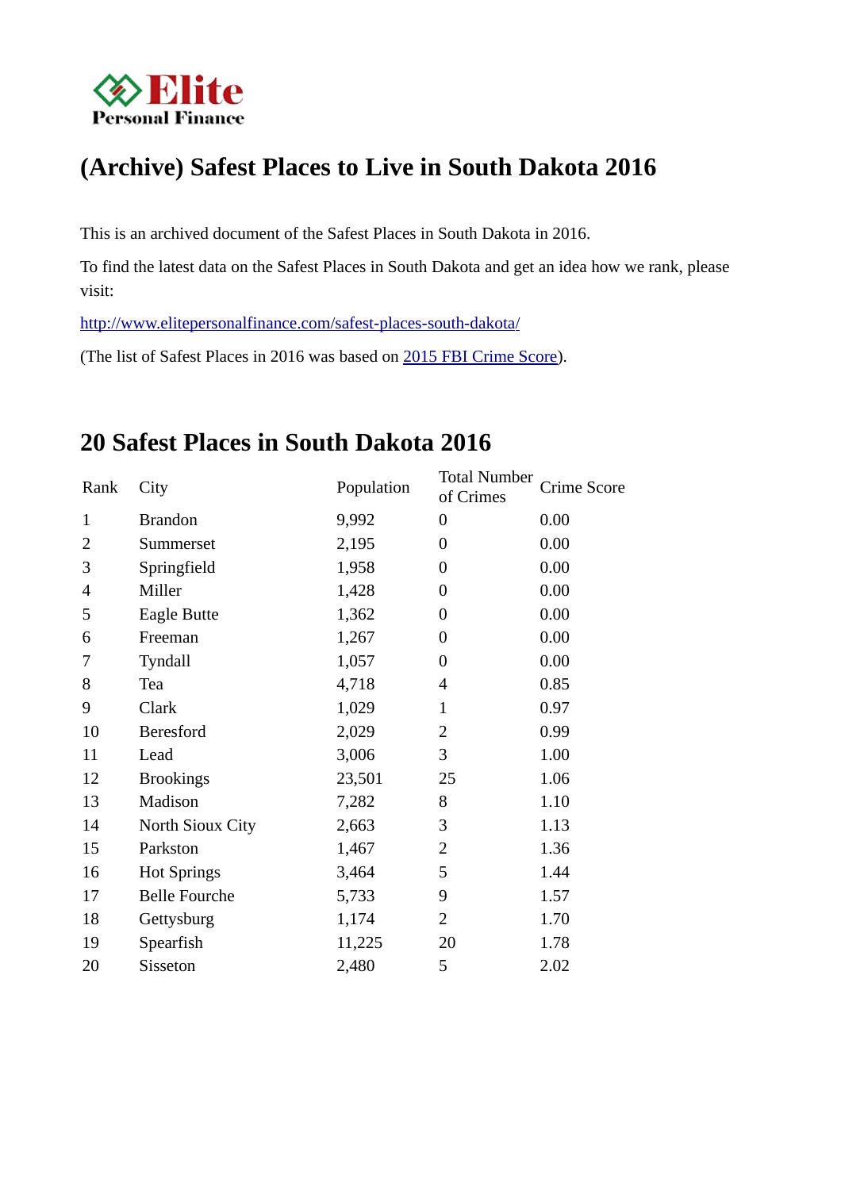# (Archive) Safest Places to Live in South Dakota 2016

This is an archived document of the Safest Places in South Dakota in 2016.

To find the latest data on the Safest Places in South Dakota and get an idea how we rank, please visit:

http://www.elitepersonalfinance.com/safest-places-south-dakota/

(The list of Safest Places in 2016 was based on 2015 FBI Crime Score).

## 20 Safest Places in South Dakota 2016

| Rank | City | Population | Total Number of Crimes | Crime Score |
|---|---|---|---|---|
| 1 | Brandon | 9,992 | 0 | 0.00 |
| 2 | Summerset | 2,195 | 0 | 0.00 |
| 3 | Springfield | 1,958 | 0 | 0.00 |
| 4 | Miller | 1,428 | 0 | 0.00 |
| 5 | Eagle Butte | 1,362 | 0 | 0.00 |
| 6 | Freeman | 1,267 | 0 | 0.00 |
| 7 | Tyndall | 1,057 | 0 | 0.00 |
| 8 | Tea | 4,718 | 4 | 0.85 |
| 9 | Clark | 1,029 | 1 | 0.97 |
| 10 | Beresford | 2,029 | 2 | 0.99 |
| 11 | Lead | 3,006 | 3 | 1.00 |
| 12 | Brookings | 23,501 | 25 | 1.06 |
| 13 | Madison | 7,282 | 8 | 1.10 |
| 14 | North Sioux City | 2,663 | 3 | 1.13 |
| 15 | Parkston | 1,467 | 2 | 1.36 |
| 16 | Hot Springs | 3,464 | 5 | 1.44 |
| 17 | Belle Fourche | 5,733 | 9 | 1.57 |
| 18 | Gettysburg | 1,174 | 2 | 1.70 |
| 19 | Spearfish | 11,225 | 20 | 1.78 |
| 20 | Sisseton | 2,480 | 5 | 2.02 |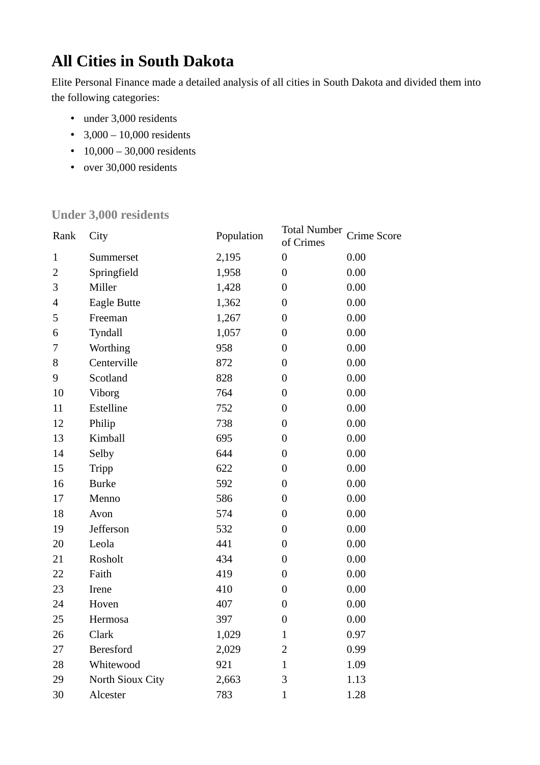# All Cities in South Dakota

Elite Personal Finance made a detailed analysis of all cities in South Dakota and divided them into the following categories:

- under 3,000 residents
- 3,000 – 10,000 residents
- 10,000 – 30,000 residents
- over 30,000 residents

## Under 3,000 residents

| Rank | City | Population | Total Number of Crimes | Crime Score |
|---|---|---|---|---|
| 1 | Summerset | 2,195 | 0 | 0.00 |
| 2 | Springfield | 1,958 | 0 | 0.00 |
| 3 | Miller | 1,428 | 0 | 0.00 |
| 4 | Eagle Butte | 1,362 | 0 | 0.00 |
| 5 | Freeman | 1,267 | 0 | 0.00 |
| 6 | Tyndall | 1,057 | 0 | 0.00 |
| 7 | Worthing | 958 | 0 | 0.00 |
| 8 | Centerville | 872 | 0 | 0.00 |
| 9 | Scotland | 828 | 0 | 0.00 |
| 10 | Viborg | 764 | 0 | 0.00 |
| 11 | Estelline | 752 | 0 | 0.00 |
| 12 | Philip | 738 | 0 | 0.00 |
| 13 | Kimball | 695 | 0 | 0.00 |
| 14 | Selby | 644 | 0 | 0.00 |
| 15 | Tripp | 622 | 0 | 0.00 |
| 16 | Burke | 592 | 0 | 0.00 |
| 17 | Menno | 586 | 0 | 0.00 |
| 18 | Avon | 574 | 0 | 0.00 |
| 19 | Jefferson | 532 | 0 | 0.00 |
| 20 | Leola | 441 | 0 | 0.00 |
| 21 | Rosholt | 434 | 0 | 0.00 |
| 22 | Faith | 419 | 0 | 0.00 |
| 23 | Irene | 410 | 0 | 0.00 |
| 24 | Hoven | 407 | 0 | 0.00 |
| 25 | Hermosa | 397 | 0 | 0.00 |
| 26 | Clark | 1,029 | 1 | 0.97 |
| 27 | Beresford | 2,029 | 2 | 0.99 |
| 28 | Whitewood | 921 | 1 | 1.09 |
| 29 | North Sioux City | 2,663 | 3 | 1.13 |
| 30 | Alcester | 783 | 1 | 1.28 |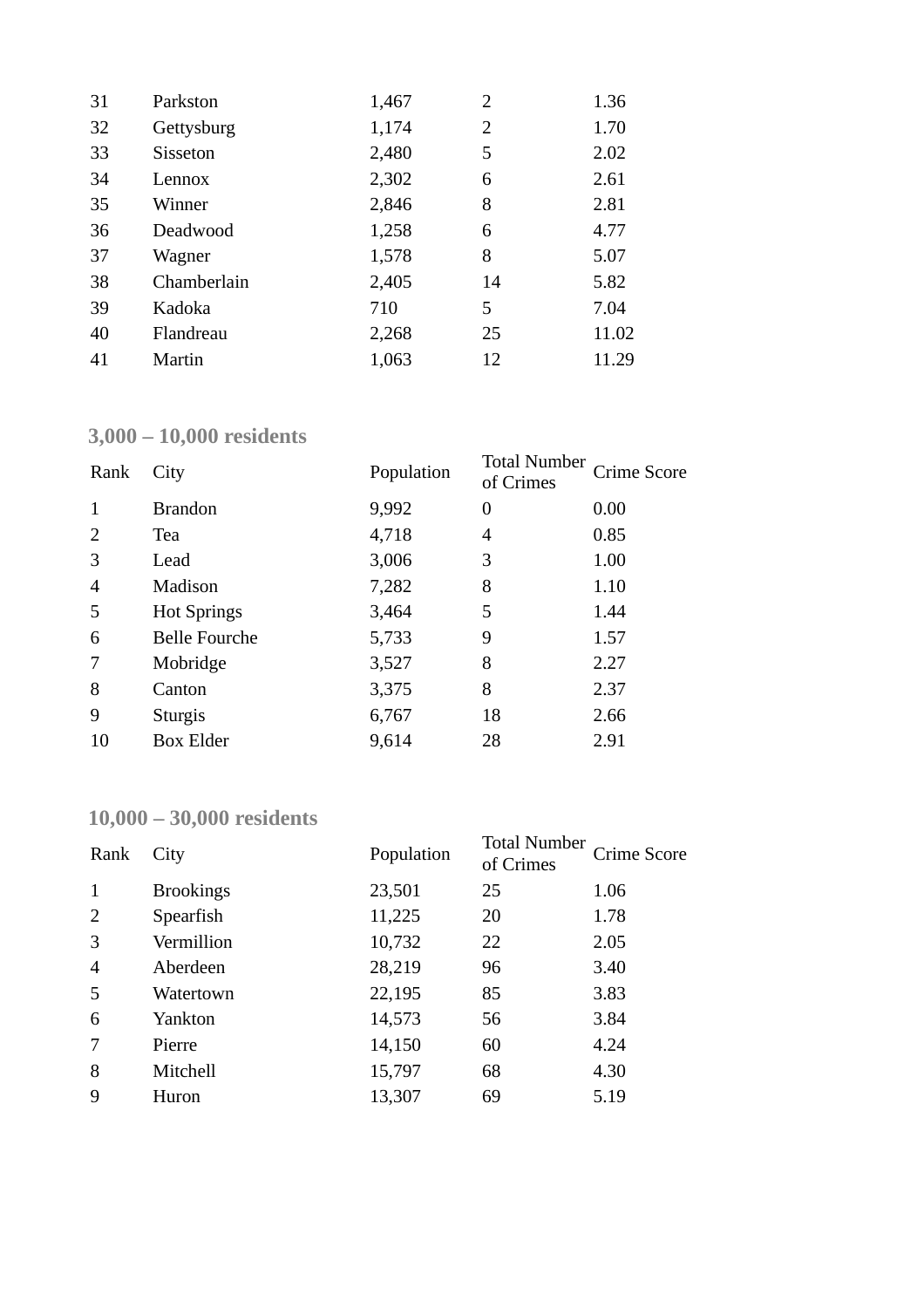| Rank | City | Population | Total Number of Crimes | Crime Score |
|---|---|---|---|---|
| 31 | Parkston | 1,467 | 2 | 1.36 |
| 32 | Gettysburg | 1,174 | 2 | 1.70 |
| 33 | Sisseton | 2,480 | 5 | 2.02 |
| 34 | Lennox | 2,302 | 6 | 2.61 |
| 35 | Winner | 2,846 | 8 | 2.81 |
| 36 | Deadwood | 1,258 | 6 | 4.77 |
| 37 | Wagner | 1,578 | 8 | 5.07 |
| 38 | Chamberlain | 2,405 | 14 | 5.82 |
| 39 | Kadoka | 710 | 5 | 7.04 |
| 40 | Flandreau | 2,268 | 25 | 11.02 |
| 41 | Martin | 1,063 | 12 | 11.29 |

### 3,000 – 10,000 residents

| Rank | City | Population | Total Number of Crimes | Crime Score |
|---|---|---|---|---|
| 1 | Brandon | 9,992 | 0 | 0.00 |
| 2 | Tea | 4,718 | 4 | 0.85 |
| 3 | Lead | 3,006 | 3 | 1.00 |
| 4 | Madison | 7,282 | 8 | 1.10 |
| 5 | Hot Springs | 3,464 | 5 | 1.44 |
| 6 | Belle Fourche | 5,733 | 9 | 1.57 |
| 7 | Mobridge | 3,527 | 8 | 2.27 |
| 8 | Canton | 3,375 | 8 | 2.37 |
| 9 | Sturgis | 6,767 | 18 | 2.66 |
| 10 | Box Elder | 9,614 | 28 | 2.91 |

### 10,000 – 30,000 residents

| Rank | City | Population | Total Number of Crimes | Crime Score |
|---|---|---|---|---|
| 1 | Brookings | 23,501 | 25 | 1.06 |
| 2 | Spearfish | 11,225 | 20 | 1.78 |
| 3 | Vermillion | 10,732 | 22 | 2.05 |
| 4 | Aberdeen | 28,219 | 96 | 3.40 |
| 5 | Watertown | 22,195 | 85 | 3.83 |
| 6 | Yankton | 14,573 | 56 | 3.84 |
| 7 | Pierre | 14,150 | 60 | 4.24 |
| 8 | Mitchell | 15,797 | 68 | 4.30 |
| 9 | Huron | 13,307 | 69 | 5.19 |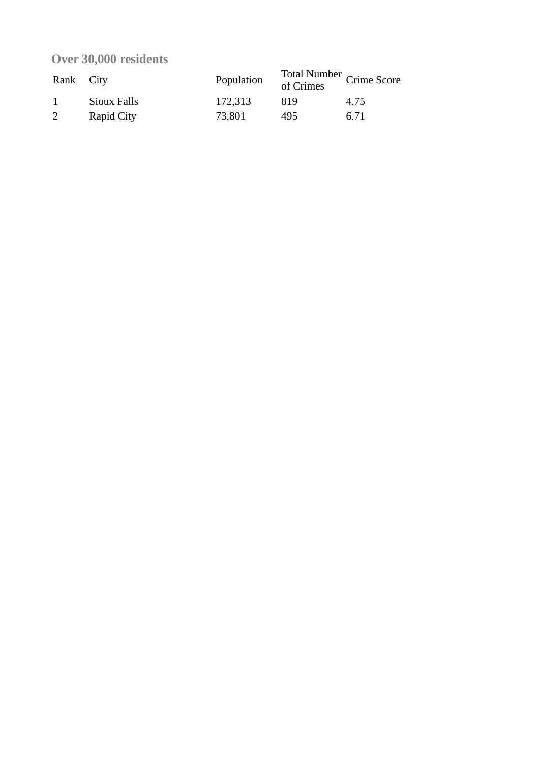## Over 30,000 residents

| Rank | City | Population | Total Number of Crimes | Crime Score |
|---|---|---|---|---|
| 1 | Sioux Falls | 172,313 | 819 | 4.75 |
| 2 | Rapid City | 73,801 | 495 | 6.71 |